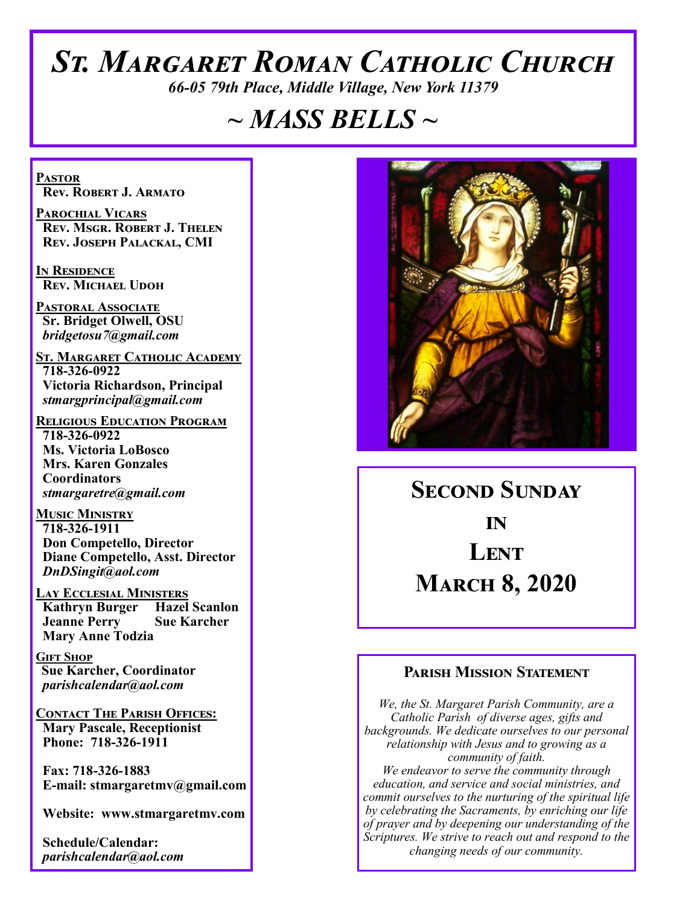# St. Margaret Roman Catholic Church

*66-05 79th Place, Middle Village, New York 11379*

# ~ MASS BELLS ~

**Pastor**
Rev. Robert J. Armato

**Parochial Vicars**
Rev. Msgr. Robert J. Thelen
Rev. Joseph Palackal, CMI

**In Residence**
Rev. Michael Udoh

**Pastoral Associate**
Sr. Bridget Olwell, OSU
*bridgetosu7@gmail.com*

**St. Margaret Catholic Academy**
718-326-0922
Victoria Richardson, Principal
*stmargprincipal@gmail.com*

**Religious Education Program**
718-326-0922
Ms. Victoria LoBosco
Mrs. Karen Gonzales
Coordinators
*stmargaretre@gmail.com*

**Music Ministry**
718-326-1911
Don Competello, Director
Diane Competello, Asst. Director
*DnDSingit@aol.com*

**Lay Ecclesial Ministers**
Kathryn Burger
Hazel Scanlon
Jeanne Perry
Sue Karcher
Mary Anne Todzia

**Gift Shop**
Sue Karcher, Coordinator
*parishcalendar@aol.com*

**Contact The Parish Offices:**
Mary Pascale, Receptionist
Phone: 718-326-1911

Fax: 718-326-1883
E-mail: stmargaretmv@gmail.com

Website: www.stmargaretmv.com

Schedule/Calendar:
*parishcalendar@aol.com*

## Second Sunday in Lent
## March 8, 2020

### Parish Mission Statement

*We, the St. Margaret Parish Community, are a Catholic Parish of diverse ages, gifts and backgrounds. We dedicate ourselves to our personal relationship with Jesus and to growing as a community of faith.*
*We endeavor to serve the community through education, and service and social ministries, and commit ourselves to the nurturing of the spiritual life by celebrating the Sacraments, by enriching our life of prayer and by deepening our understanding of the Scriptures. We strive to reach out and respond to the changing needs of our community.*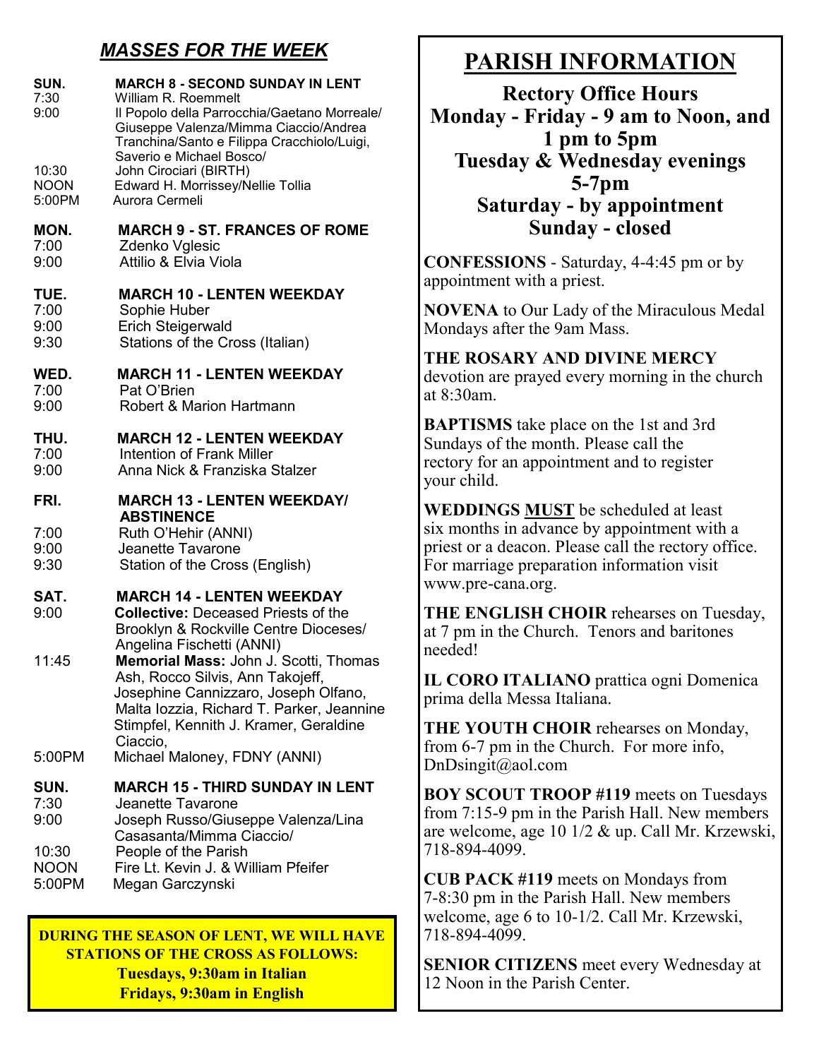## *MASSES FOR THE WEEK*

**SUN. — MARCH 8 - SECOND SUNDAY IN LENT**
- 7:30 — William R. Roemmelt
- 9:00 — Il Popolo della Parrocchia/Gaetano Morreale/ Giuseppe Valenza/Mimma Ciaccio/Andrea Tranchina/Santo e Filippa Cracchiolo/Luigi, Saverio e Michael Bosco/
- 10:30 — John Cirociari (BIRTH)
- NOON — Edward H. Morrissey/Nellie Tollia
- 5:00PM — Aurora Cermeli

**MON. — MARCH 9 - ST. FRANCES OF ROME**
- 7:00 — Zdenko Vglesic
- 9:00 — Attilio & Elvia Viola

**TUE. — MARCH 10 - LENTEN WEEKDAY**
- 7:00 — Sophie Huber
- 9:00 — Erich Steigerwald
- 9:30 — Stations of the Cross (Italian)

**WED. — MARCH 11 - LENTEN WEEKDAY**
- 7:00 — Pat O'Brien
- 9:00 — Robert & Marion Hartmann

**THU. — MARCH 12 - LENTEN WEEKDAY**
- 7:00 — Intention of Frank Miller
- 9:00 — Anna Nick & Franziska Stalzer

**FRI. — MARCH 13 - LENTEN WEEKDAY/ ABSTINENCE**
- 7:00 — Ruth O'Hehir (ANNI)
- 9:00 — Jeanette Tavarone
- 9:30 — Station of the Cross (English)

**SAT. — MARCH 14 - LENTEN WEEKDAY**
- 9:00 — **Collective:** Deceased Priests of the Brooklyn & Rockville Centre Dioceses/ Angelina Fischetti (ANNI)
- 11:45 — **Memorial Mass:** John J. Scotti, Thomas Ash, Rocco Silvis, Ann Takojeff, Josephine Cannizzaro, Joseph Olfano, Malta Iozzia, Richard T. Parker, Jeannine Stimpfel, Kennith J. Kramer, Geraldine Ciaccio,
- 5:00PM — Michael Maloney, FDNY (ANNI)

**SUN. — MARCH 15 - THIRD SUNDAY IN LENT**
- 7:30 — Jeanette Tavarone
- 9:00 — Joseph Russo/Giuseppe Valenza/Lina Casasanta/Mimma Ciaccio/
- 10:30 — People of the Parish
- NOON — Fire Lt. Kevin J. & William Pfeifer
- 5:00PM — Megan Garczynski

**DURING THE SEASON OF LENT, WE WILL HAVE STATIONS OF THE CROSS AS FOLLOWS:**
**Tuesdays, 9:30am in Italian**
**Fridays, 9:30am in English**

# PARISH INFORMATION

**Rectory Office Hours**
**Monday - Friday - 9 am to Noon, and 1 pm to 5pm**
**Tuesday & Wednesday evenings 5-7pm**
**Saturday - by appointment**
**Sunday - closed**

**CONFESSIONS** - Saturday, 4-4:45 pm or by appointment with a priest.

**NOVENA** to Our Lady of the Miraculous Medal Mondays after the 9am Mass.

**THE ROSARY AND DIVINE MERCY** devotion are prayed every morning in the church at 8:30am.

**BAPTISMS** take place on the 1st and 3rd Sundays of the month. Please call the rectory for an appointment and to register your child.

**WEDDINGS MUST** be scheduled at least six months in advance by appointment with a priest or a deacon. Please call the rectory office. For marriage preparation information visit www.pre-cana.org.

**THE ENGLISH CHOIR** rehearses on Tuesday, at 7 pm in the Church. Tenors and baritones needed!

**IL CORO ITALIANO** prattica ogni Domenica prima della Messa Italiana.

**THE YOUTH CHOIR** rehearses on Monday, from 6-7 pm in the Church. For more info, DnDsingit@aol.com

**BOY SCOUT TROOP #119** meets on Tuesdays from 7:15-9 pm in the Parish Hall. New members are welcome, age 10 1/2 & up. Call Mr. Krzewski, 718-894-4099.

**CUB PACK #119** meets on Mondays from 7-8:30 pm in the Parish Hall. New members welcome, age 6 to 10-1/2. Call Mr. Krzewski, 718-894-4099.

**SENIOR CITIZENS** meet every Wednesday at 12 Noon in the Parish Center.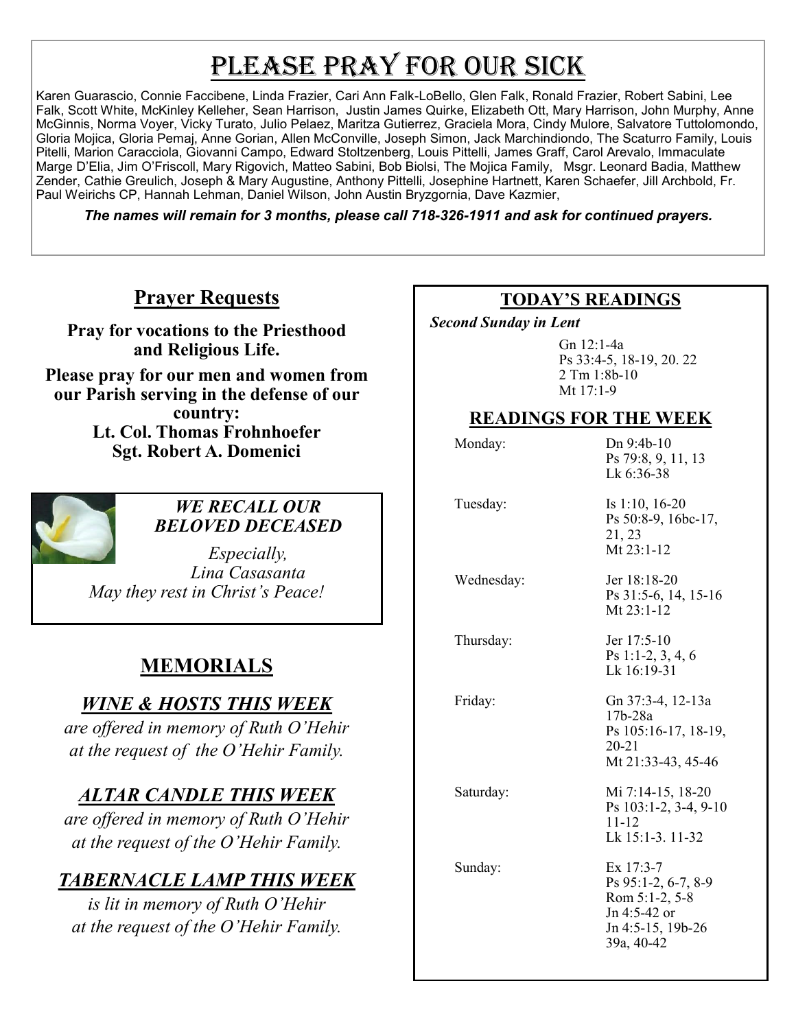# Please Pray for Our Sick

Karen Guarascio, Connie Faccibene, Linda Frazier, Cari Ann Falk-LoBello, Glen Falk, Ronald Frazier, Robert Sabini, Lee Falk, Scott White, McKinley Kelleher, Sean Harrison, Justin James Quirke, Elizabeth Ott, Mary Harrison, John Murphy, Anne McGinnis, Norma Voyer, Vicky Turato, Julio Pelaez, Maritza Gutierrez, Graciela Mora, Cindy Mulore, Salvatore Tuttolomondo, Gloria Mojica, Gloria Pemaj, Anne Gorian, Allen McConville, Joseph Simon, Jack Marchindiondo, The Scaturro Family, Louis Pitelli, Marion Caracciola, Giovanni Campo, Edward Stoltzenberg, Louis Pittelli, James Graff, Carol Arevalo, Immaculate Marge D'Elia, Jim O'Friscoll, Mary Rigovich, Matteo Sabini, Bob Biolsi, The Mojica Family, Msgr. Leonard Badia, Matthew Zender, Cathie Greulich, Joseph & Mary Augustine, Anthony Pittelli, Josephine Hartnett, Karen Schaefer, Jill Archbold, Fr. Paul Weirichs CP, Hannah Lehman, Daniel Wilson, John Austin Bryzgornia, Dave Kazmier,

***The names will remain for 3 months, please call 718-326-1911 and ask for continued prayers.***

## Prayer Requests

**Pray for vocations to the Priesthood and Religious Life.**

**Please pray for our men and women from our Parish serving in the defense of our country:**
**Lt. Col. Thomas Frohnhoefer**
**Sgt. Robert A. Domenici**

***WE RECALL OUR BELOVED DECEASED***

*Especially,*
*Lina Casasanta*
*May they rest in Christ's Peace!*

## MEMORIALS

### *WINE & HOSTS THIS WEEK*

*are offered in memory of Ruth O'Hehir at the request of the O'Hehir Family.*

### *ALTAR CANDLE THIS WEEK*

*are offered in memory of Ruth O'Hehir at the request of the O'Hehir Family.*

### *TABERNACLE LAMP THIS WEEK*

*is lit in memory of Ruth O'Hehir at the request of the O'Hehir Family.*

## TODAY'S READINGS

*Second Sunday in Lent*

Gn 12:1-4a
Ps 33:4-5, 18-19, 20. 22
2 Tm 1:8b-10
Mt 17:1-9

## READINGS FOR THE WEEK

| | |
|---|---|
| Monday: | Dn 9:4b-10<br>Ps 79:8, 9, 11, 13<br>Lk 6:36-38 |
| Tuesday: | Is 1:10, 16-20<br>Ps 50:8-9, 16bc-17, 21, 23<br>Mt 23:1-12 |
| Wednesday: | Jer 18:18-20<br>Ps 31:5-6, 14, 15-16<br>Mt 23:1-12 |
| Thursday: | Jer 17:5-10<br>Ps 1:1-2, 3, 4, 6<br>Lk 16:19-31 |
| Friday: | Gn 37:3-4, 12-13a 17b-28a<br>Ps 105:16-17, 18-19, 20-21<br>Mt 21:33-43, 45-46 |
| Saturday: | Mi 7:14-15, 18-20<br>Ps 103:1-2, 3-4, 9-10 11-12<br>Lk 15:1-3. 11-32 |
| Sunday: | Ex 17:3-7<br>Ps 95:1-2, 6-7, 8-9<br>Rom 5:1-2, 5-8<br>Jn 4:5-42 or<br>Jn 4:5-15, 19b-26 39a, 40-42 |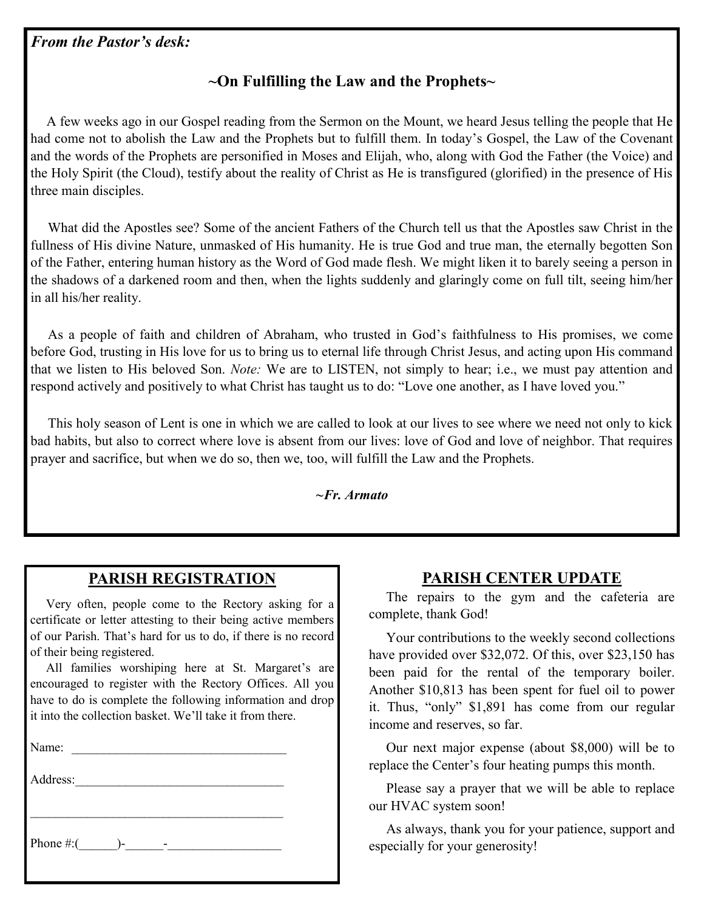***From the Pastor's desk:***

### ~On Fulfilling the Law and the Prophets~

A few weeks ago in our Gospel reading from the Sermon on the Mount, we heard Jesus telling the people that He had come not to abolish the Law and the Prophets but to fulfill them. In today's Gospel, the Law of the Covenant and the words of the Prophets are personified in Moses and Elijah, who, along with God the Father (the Voice) and the Holy Spirit (the Cloud), testify about the reality of Christ as He is transfigured (glorified) in the presence of His three main disciples.

What did the Apostles see? Some of the ancient Fathers of the Church tell us that the Apostles saw Christ in the fullness of His divine Nature, unmasked of His humanity. He is true God and true man, the eternally begotten Son of the Father, entering human history as the Word of God made flesh. We might liken it to barely seeing a person in the shadows of a darkened room and then, when the lights suddenly and glaringly come on full tilt, seeing him/her in all his/her reality.

As a people of faith and children of Abraham, who trusted in God's faithfulness to His promises, we come before God, trusting in His love for us to bring us to eternal life through Christ Jesus, and acting upon His command that we listen to His beloved Son. *Note:* We are to LISTEN, not simply to hear; i.e., we must pay attention and respond actively and positively to what Christ has taught us to do: "Love one another, as I have loved you."

This holy season of Lent is one in which we are called to look at our lives to see where we need not only to kick bad habits, but also to correct where love is absent from our lives: love of God and love of neighbor. That requires prayer and sacrifice, but when we do so, then we, too, will fulfill the Law and the Prophets.

***~Fr. Armato***

## PARISH REGISTRATION

Very often, people come to the Rectory asking for a certificate or letter attesting to their being active members of our Parish. That's hard for us to do, if there is no record of their being registered.

All families worshiping here at St. Margaret's are encouraged to register with the Rectory Offices. All you have to do is complete the following information and drop it into the collection basket. We'll take it from there.

Name: ___________________________________

Address:_________________________________

_________________________________________

Phone #:(______)-______-_________________

## PARISH CENTER UPDATE

The repairs to the gym and the cafeteria are complete, thank God!

Your contributions to the weekly second collections have provided over $32,072. Of this, over $23,150 has been paid for the rental of the temporary boiler. Another $10,813 has been spent for fuel oil to power it. Thus, "only" $1,891 has come from our regular income and reserves, so far.

Our next major expense (about $8,000) will be to replace the Center's four heating pumps this month.

Please say a prayer that we will be able to replace our HVAC system soon!

As always, thank you for your patience, support and especially for your generosity!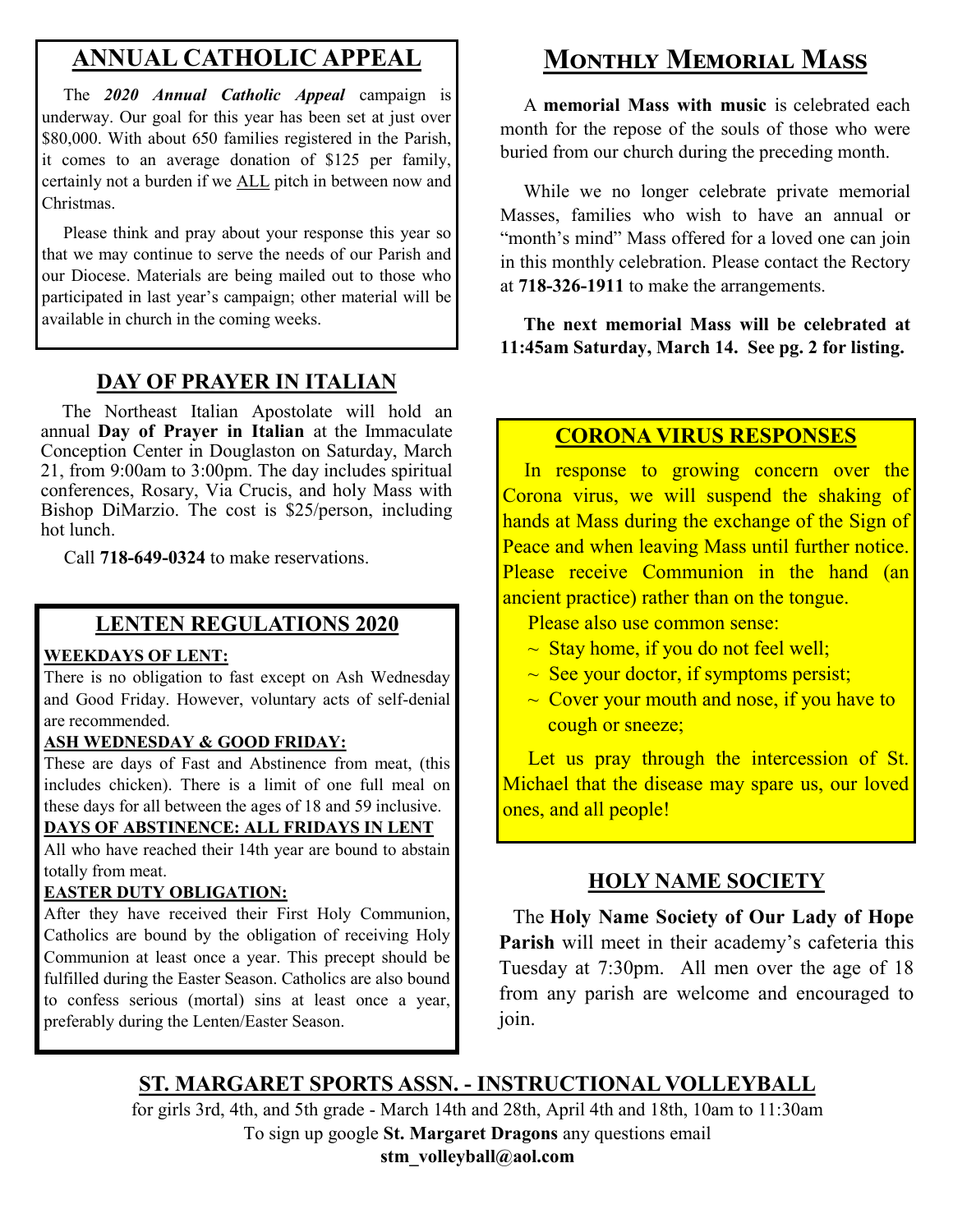## ANNUAL CATHOLIC APPEAL

The ***2020 Annual Catholic Appeal*** campaign is underway. Our goal for this year has been set at just over $80,000. With about 650 families registered in the Parish, it comes to an average donation of $125 per family, certainly not a burden if we ALL pitch in between now and Christmas.

Please think and pray about your response this year so that we may continue to serve the needs of our Parish and our Diocese. Materials are being mailed out to those who participated in last year's campaign; other material will be available in church in the coming weeks.

## DAY OF PRAYER IN ITALIAN

The Northeast Italian Apostolate will hold an annual **Day of Prayer in Italian** at the Immaculate Conception Center in Douglaston on Saturday, March 21, from 9:00am to 3:00pm. The day includes spiritual conferences, Rosary, Via Crucis, and holy Mass with Bishop DiMarzio. The cost is $25/person, including hot lunch.

Call **718-649-0324** to make reservations.

## LENTEN REGULATIONS 2020

**WEEKDAYS OF LENT:**

There is no obligation to fast except on Ash Wednesday and Good Friday. However, voluntary acts of self-denial are recommended.

**ASH WEDNESDAY & GOOD FRIDAY:**

These are days of Fast and Abstinence from meat, (this includes chicken). There is a limit of one full meal on these days for all between the ages of 18 and 59 inclusive.

**DAYS OF ABSTINENCE: ALL FRIDAYS IN LENT**

All who have reached their 14th year are bound to abstain totally from meat.

**EASTER DUTY OBLIGATION:**

After they have received their First Holy Communion, Catholics are bound by the obligation of receiving Holy Communion at least once a year. This precept should be fulfilled during the Easter Season. Catholics are also bound to confess serious (mortal) sins at least once a year, preferably during the Lenten/Easter Season.

## MONTHLY MEMORIAL MASS

A **memorial Mass with music** is celebrated each month for the repose of the souls of those who were buried from our church during the preceding month.

While we no longer celebrate private memorial Masses, families who wish to have an annual or "month's mind" Mass offered for a loved one can join in this monthly celebration. Please contact the Rectory at **718-326-1911** to make the arrangements.

**The next memorial Mass will be celebrated at 11:45am Saturday, March 14. See pg. 2 for listing.**

## CORONA VIRUS RESPONSES

In response to growing concern over the Corona virus, we will suspend the shaking of hands at Mass during the exchange of the Sign of Peace and when leaving Mass until further notice. Please receive Communion in the hand (an ancient practice) rather than on the tongue.

Please also use common sense:

- ~ Stay home, if you do not feel well;
- ~ See your doctor, if symptoms persist;
- ~ Cover your mouth and nose, if you have to cough or sneeze;

Let us pray through the intercession of St. Michael that the disease may spare us, our loved ones, and all people!

## HOLY NAME SOCIETY

The **Holy Name Society of Our Lady of Hope Parish** will meet in their academy's cafeteria this Tuesday at 7:30pm. All men over the age of 18 from any parish are welcome and encouraged to join.

## ST. MARGARET SPORTS ASSN. - INSTRUCTIONAL VOLLEYBALL

for girls 3rd, 4th, and 5th grade - March 14th and 28th, April 4th and 18th, 10am to 11:30am

To sign up google **St. Margaret Dragons** any questions email

**stm_volleyball@aol.com**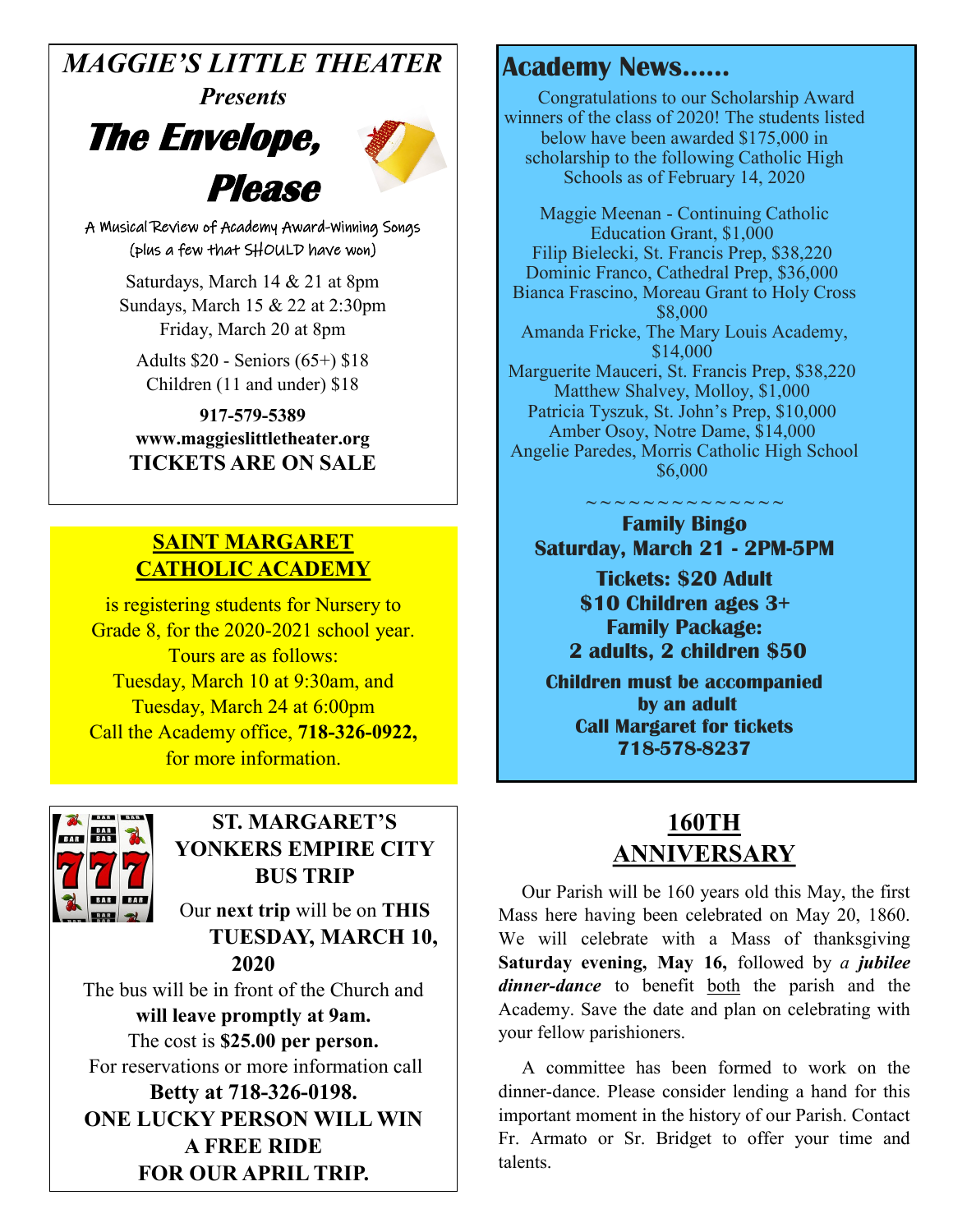## *MAGGIE'S LITTLE THEATER*

***Presents***

# *The Envelope, Please*

A Musical Review of Academy Award-Winning Songs
(plus a few that SHOULD have won)

Saturdays, March 14 & 21 at 8pm
Sundays, March 15 & 22 at 2:30pm
Friday, March 20 at 8pm

Adults $20 - Seniors (65+) $18
Children (11 and under) $18

**917-579-5389**
**www.maggieslittletheater.org**
**TICKETS ARE ON SALE**

## SAINT MARGARET CATHOLIC ACADEMY

is registering students for Nursery to Grade 8, for the 2020-2021 school year.
Tours are as follows:
Tuesday, March 10 at 9:30am, and
Tuesday, March 24 at 6:00pm
Call the Academy office, **718-326-0922,** for more information.

## ST. MARGARET'S YONKERS EMPIRE CITY BUS TRIP

Our **next trip** will be on **THIS TUESDAY, MARCH 10, 2020**

The bus will be in front of the Church and **will leave promptly at 9am.**
The cost is **$25.00 per person.**
For reservations or more information call
**Betty at 718-326-0198.**
**ONE LUCKY PERSON WILL WIN A FREE RIDE FOR OUR APRIL TRIP.**

## Academy News......

Congratulations to our Scholarship Award winners of the class of 2020! The students listed below have been awarded $175,000 in scholarship to the following Catholic High Schools as of February 14, 2020

Maggie Meenan - Continuing Catholic Education Grant, $1,000
Filip Bielecki, St. Francis Prep, $38,220
Dominic Franco, Cathedral Prep, $36,000
Bianca Frascino, Moreau Grant to Holy Cross $8,000
Amanda Fricke, The Mary Louis Academy, $14,000
Marguerite Mauceri, St. Francis Prep, $38,220
Matthew Shalvey, Molloy, $1,000
Patricia Tyszuk, St. John's Prep, $10,000
Amber Osoy, Notre Dame, $14,000
Angelie Paredes, Morris Catholic High School $6,000

~~~~~~~~~~~~~~

**Family Bingo**
**Saturday, March 21 - 2PM-5PM**

**Tickets: $20 Adult**
**$10 Children ages 3+**
**Family Package:**
**2 adults, 2 children $50**

**Children must be accompanied by an adult**
**Call Margaret for tickets**
**718-578-8237**

## 160TH ANNIVERSARY

Our Parish will be 160 years old this May, the first Mass here having been celebrated on May 20, 1860. We will celebrate with a Mass of thanksgiving **Saturday evening, May 16,** followed by *a **jubilee dinner-dance*** to benefit both the parish and the Academy. Save the date and plan on celebrating with your fellow parishioners.

A committee has been formed to work on the dinner-dance. Please consider lending a hand for this important moment in the history of our Parish. Contact Fr. Armato or Sr. Bridget to offer your time and talents.